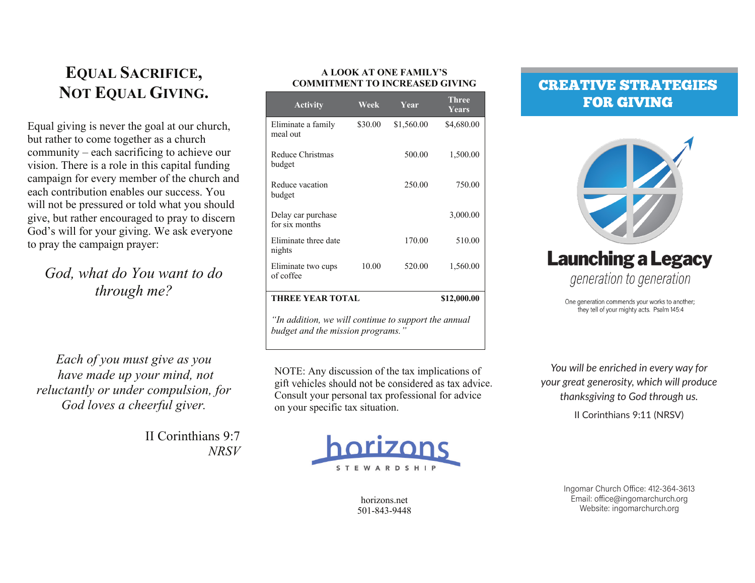# Equal Sacrifice, Not Equal Giving.

Equal giving is never the goal at our church, but rather to come together as a church community – each sacrificing to achieve our vision. There is a role in this capital funding campaign for every member of the church and each contribution enables our success. You will not be pressured or told what you should give, but rather encouraged to pray to discern God's will for your giving. We ask everyone to pray the campaign prayer:

*God, what do You want to do through me?*

*Each of you must give as you have made up your mind, not reluctantly or under compulsion, for God loves a cheerful giver.*

II Corinthians 9:7
*NRSV*

**A LOOK AT ONE FAMILY'S COMMITMENT TO INCREASED GIVING**

| Activity | Week | Year | Three Years |
|---|---|---|---|
| Eliminate a family meal out | $30.00 | $1,560.00 | $4,680.00 |
| Reduce Christmas budget | | 500.00 | 1,500.00 |
| Reduce vacation budget | | 250.00 | 750.00 |
| Delay car purchase for six months | | | 3,000.00 |
| Eliminate three date nights | | 170.00 | 510.00 |
| Eliminate two cups of coffee | 10.00 | 520.00 | 1,560.00 |
| **THREE YEAR TOTAL** | | | **$12,000.00** |

*"In addition, we will continue to support the annual budget and the mission programs."*

NOTE: Any discussion of the tax implications of gift vehicles should not be considered as tax advice. Consult your personal tax professional for advice on your specific tax situation.

horizons STEWARDSHIP

horizons.net
501-843-9448

# CREATIVE STRATEGIES FOR GIVING

**Launching a Legacy**
*generation to generation*

One generation commends your works to another; they tell of your mighty acts. Psalm 145:4

*You will be enriched in every way for your great generosity, which will produce thanksgiving to God through us.*

II Corinthians 9:11 (NRSV)

Ingomar Church Office: 412-364-3613
Email: office@ingomarchurch.org
Website: ingomarchurch.org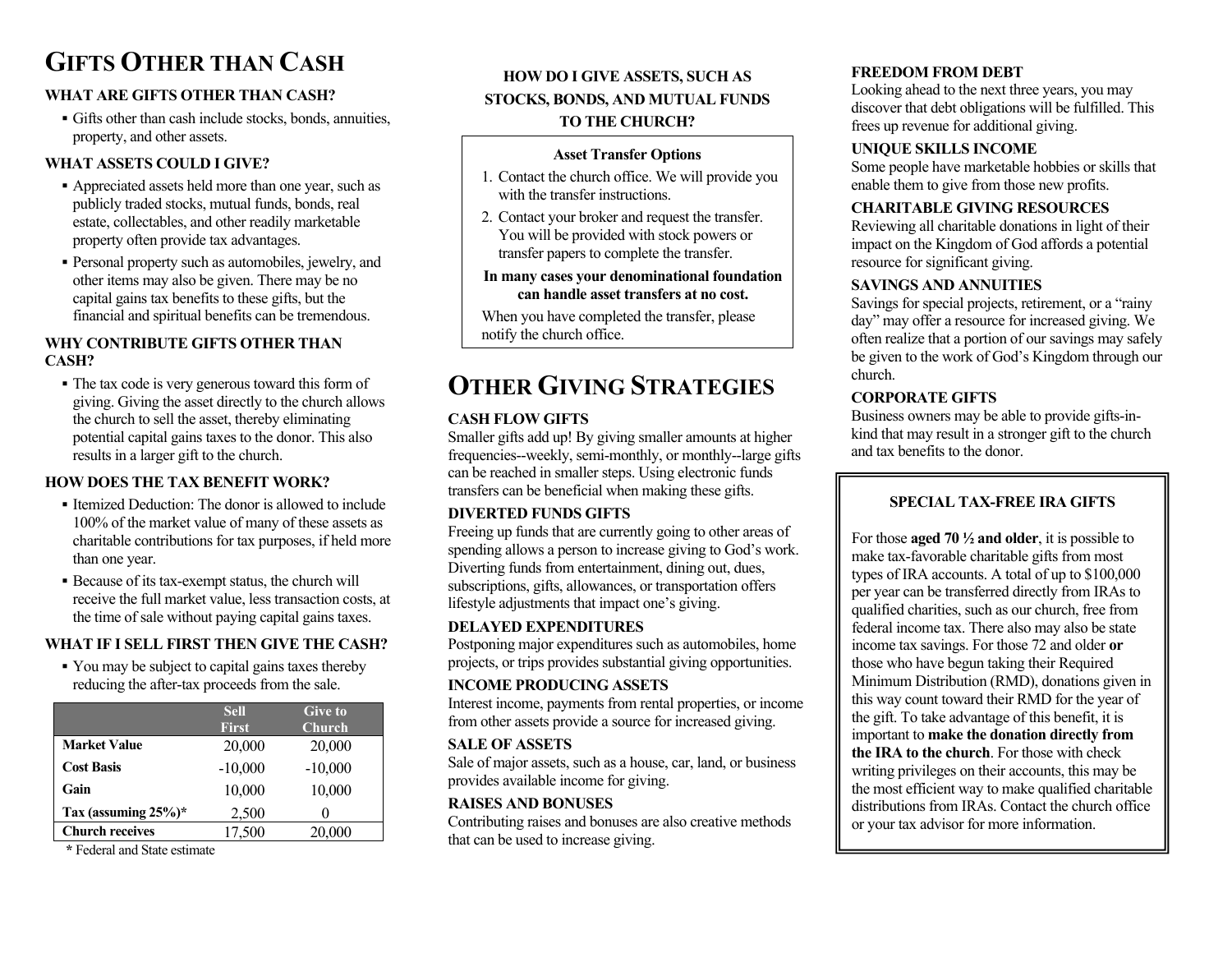# GIFTS OTHER THAN CASH

### WHAT ARE GIFTS OTHER THAN CASH?

- Gifts other than cash include stocks, bonds, annuities, property, and other assets.

### WHAT ASSETS COULD I GIVE?

- Appreciated assets held more than one year, such as publicly traded stocks, mutual funds, bonds, real estate, collectables, and other readily marketable property often provide tax advantages.
- Personal property such as automobiles, jewelry, and other items may also be given. There may be no capital gains tax benefits to these gifts, but the financial and spiritual benefits can be tremendous.

### WHY CONTRIBUTE GIFTS OTHER THAN CASH?

- The tax code is very generous toward this form of giving. Giving the asset directly to the church allows the church to sell the asset, thereby eliminating potential capital gains taxes to the donor. This also results in a larger gift to the church.

### HOW DOES THE TAX BENEFIT WORK?

- Itemized Deduction: The donor is allowed to include 100% of the market value of many of these assets as charitable contributions for tax purposes, if held more than one year.
- Because of its tax-exempt status, the church will receive the full market value, less transaction costs, at the time of sale without paying capital gains taxes.

### WHAT IF I SELL FIRST THEN GIVE THE CASH?

- You may be subject to capital gains taxes thereby reducing the after-tax proceeds from the sale.

| | Sell First | Give to Church |
|---|---|---|
| **Market Value** | 20,000 | 20,000 |
| **Cost Basis** | -10,000 | -10,000 |
| **Gain** | 10,000 | 10,000 |
| **Tax (assuming 25%)*** | 2,500 | 0 |
| **Church receives** | 17,500 | 20,000 |

**\*** Federal and State estimate

### HOW DO I GIVE ASSETS, SUCH AS STOCKS, BONDS, AND MUTUAL FUNDS TO THE CHURCH?

**Asset Transfer Options**

1. Contact the church office. We will provide you with the transfer instructions.
2. Contact your broker and request the transfer. You will be provided with stock powers or transfer papers to complete the transfer.

**In many cases your denominational foundation can handle asset transfers at no cost.**

When you have completed the transfer, please notify the church office.

# OTHER GIVING STRATEGIES

### CASH FLOW GIFTS

Smaller gifts add up! By giving smaller amounts at higher frequencies--weekly, semi-monthly, or monthly--large gifts can be reached in smaller steps. Using electronic funds transfers can be beneficial when making these gifts.

### DIVERTED FUNDS GIFTS

Freeing up funds that are currently going to other areas of spending allows a person to increase giving to God's work. Diverting funds from entertainment, dining out, dues, subscriptions, gifts, allowances, or transportation offers lifestyle adjustments that impact one's giving.

### DELAYED EXPENDITURES

Postponing major expenditures such as automobiles, home projects, or trips provides substantial giving opportunities.

### INCOME PRODUCING ASSETS

Interest income, payments from rental properties, or income from other assets provide a source for increased giving.

### SALE OF ASSETS

Sale of major assets, such as a house, car, land, or business provides available income for giving.

### RAISES AND BONUSES

Contributing raises and bonuses are also creative methods that can be used to increase giving.

### FREEDOM FROM DEBT

Looking ahead to the next three years, you may discover that debt obligations will be fulfilled. This frees up revenue for additional giving.

### UNIQUE SKILLS INCOME

Some people have marketable hobbies or skills that enable them to give from those new profits.

### CHARITABLE GIVING RESOURCES

Reviewing all charitable donations in light of their impact on the Kingdom of God affords a potential resource for significant giving.

### SAVINGS AND ANNUITIES

Savings for special projects, retirement, or a "rainy day" may offer a resource for increased giving. We often realize that a portion of our savings may safely be given to the work of God's Kingdom through our church.

### CORPORATE GIFTS

Business owners may be able to provide gifts-in-kind that may result in a stronger gift to the church and tax benefits to the donor.

### SPECIAL TAX-FREE IRA GIFTS

For those **aged 70 ½ and older**, it is possible to make tax-favorable charitable gifts from most types of IRA accounts. A total of up to $100,000 per year can be transferred directly from IRAs to qualified charities, such as our church, free from federal income tax. There also may also be state income tax savings. For those 72 and older **or** those who have begun taking their Required Minimum Distribution (RMD), donations given in this way count toward their RMD for the year of the gift. To take advantage of this benefit, it is important to **make the donation directly from the IRA to the church**. For those with check writing privileges on their accounts, this may be the most efficient way to make qualified charitable distributions from IRAs. Contact the church office or your tax advisor for more information.